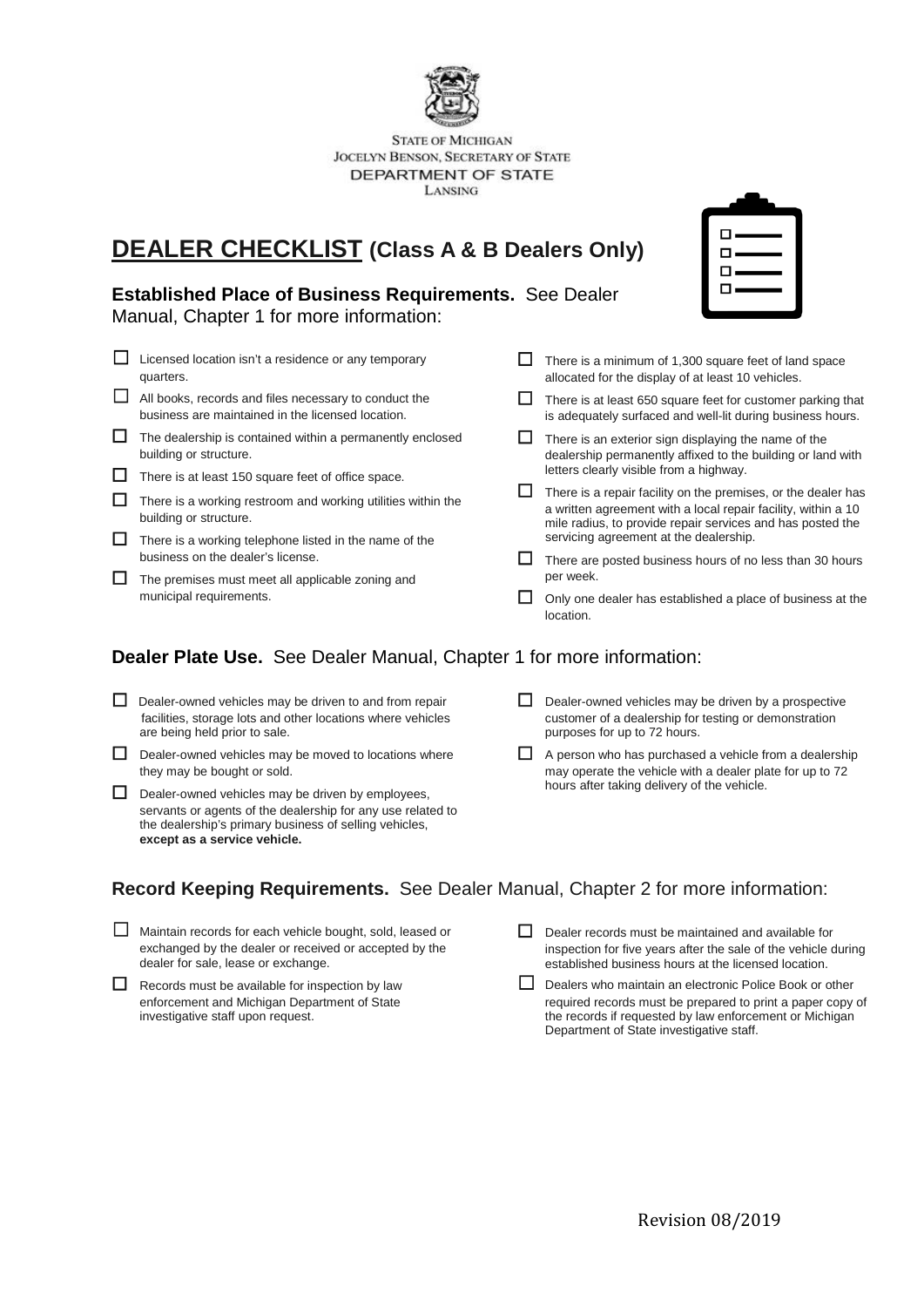STATE OF MICHIGAN
JOCELYN BENSON, SECRETARY OF STATE
DEPARTMENT OF STATE
LANSING

# DEALER CHECKLIST (Class A & B Dealers Only)

**Established Place of Business Requirements.** See Dealer Manual, Chapter 1 for more information:

- ☐ Licensed location isn't a residence or any temporary quarters.
- ☐ All books, records and files necessary to conduct the business are maintained in the licensed location.
- ☐ The dealership is contained within a permanently enclosed building or structure.
- ☐ There is at least 150 square feet of office space.
- ☐ There is a working restroom and working utilities within the building or structure.
- ☐ There is a working telephone listed in the name of the business on the dealer's license.
- ☐ The premises must meet all applicable zoning and municipal requirements.
- ☐ There is a minimum of 1,300 square feet of land space allocated for the display of at least 10 vehicles.
- ☐ There is at least 650 square feet for customer parking that is adequately surfaced and well-lit during business hours.
- ☐ There is an exterior sign displaying the name of the dealership permanently affixed to the building or land with letters clearly visible from a highway.
- ☐ There is a repair facility on the premises, or the dealer has a written agreement with a local repair facility, within a 10 mile radius, to provide repair services and has posted the servicing agreement at the dealership.
- ☐ There are posted business hours of no less than 30 hours per week.
- ☐ Only one dealer has established a place of business at the location.

**Dealer Plate Use.** See Dealer Manual, Chapter 1 for more information:

- ☐ Dealer-owned vehicles may be driven to and from repair facilities, storage lots and other locations where vehicles are being held prior to sale.
- ☐ Dealer-owned vehicles may be moved to locations where they may be bought or sold.
- ☐ Dealer-owned vehicles may be driven by employees, servants or agents of the dealership for any use related to the dealership's primary business of selling vehicles, **except as a service vehicle.**
- ☐ Dealer-owned vehicles may be driven by a prospective customer of a dealership for testing or demonstration purposes for up to 72 hours.
- ☐ A person who has purchased a vehicle from a dealership may operate the vehicle with a dealer plate for up to 72 hours after taking delivery of the vehicle.

**Record Keeping Requirements.** See Dealer Manual, Chapter 2 for more information:

- ☐ Maintain records for each vehicle bought, sold, leased or exchanged by the dealer or received or accepted by the dealer for sale, lease or exchange.
- ☐ Records must be available for inspection by law enforcement and Michigan Department of State investigative staff upon request.
- ☐ Dealer records must be maintained and available for inspection for five years after the sale of the vehicle during established business hours at the licensed location.
- ☐ Dealers who maintain an electronic Police Book or other required records must be prepared to print a paper copy of the records if requested by law enforcement or Michigan Department of State investigative staff.

Revision 08/2019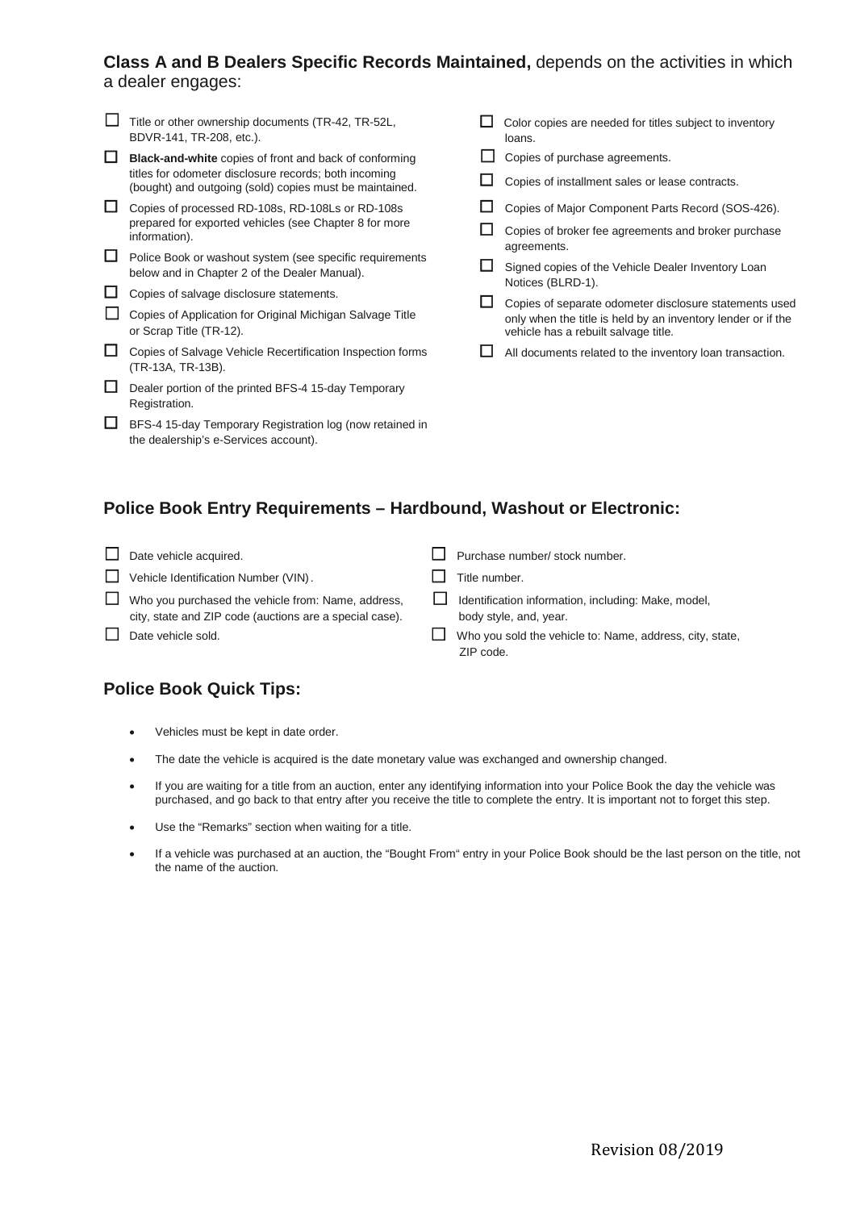**Class A and B Dealers Specific Records Maintained,** depends on the activities in which a dealer engages:

- ☐ Title or other ownership documents (TR-42, TR-52L, BDVR-141, TR-208, etc.).
- ☐ **Black-and-white** copies of front and back of conforming titles for odometer disclosure records; both incoming (bought) and outgoing (sold) copies must be maintained.
- ☐ Copies of processed RD-108s, RD-108Ls or RD-108s prepared for exported vehicles (see Chapter 8 for more information).
- ☐ Police Book or washout system (see specific requirements below and in Chapter 2 of the Dealer Manual).
- ☐ Copies of salvage disclosure statements.
- ☐ Copies of Application for Original Michigan Salvage Title or Scrap Title (TR-12).
- ☐ Copies of Salvage Vehicle Recertification Inspection forms (TR-13A, TR-13B).
- ☐ Dealer portion of the printed BFS-4 15-day Temporary Registration.
- ☐ BFS-4 15-day Temporary Registration log (now retained in the dealership's e-Services account).
- ☐ Color copies are needed for titles subject to inventory loans.
- ☐ Copies of purchase agreements.
- ☐ Copies of installment sales or lease contracts.
- ☐ Copies of Major Component Parts Record (SOS-426).
- ☐ Copies of broker fee agreements and broker purchase agreements.
- ☐ Signed copies of the Vehicle Dealer Inventory Loan Notices (BLRD-1).
- ☐ Copies of separate odometer disclosure statements used only when the title is held by an inventory lender or if the vehicle has a rebuilt salvage title.
- ☐ All documents related to the inventory loan transaction.

## Police Book Entry Requirements – Hardbound, Washout or Electronic:

- ☐ Date vehicle acquired.
- ☐ Vehicle Identification Number (VIN).
- ☐ Who you purchased the vehicle from: Name, address, city, state and ZIP code (auctions are a special case).
- ☐ Date vehicle sold.
- ☐ Purchase number/ stock number.
- ☐ Title number.
- ☐ Identification information, including: Make, model, body style, and, year.
- ☐ Who you sold the vehicle to: Name, address, city, state, ZIP code.

## Police Book Quick Tips:

- Vehicles must be kept in date order.
- The date the vehicle is acquired is the date monetary value was exchanged and ownership changed.
- If you are waiting for a title from an auction, enter any identifying information into your Police Book the day the vehicle was purchased, and go back to that entry after you receive the title to complete the entry. It is important not to forget this step.
- Use the "Remarks" section when waiting for a title.
- If a vehicle was purchased at an auction, the "Bought From" entry in your Police Book should be the last person on the title, not the name of the auction.

Revision 08/2019